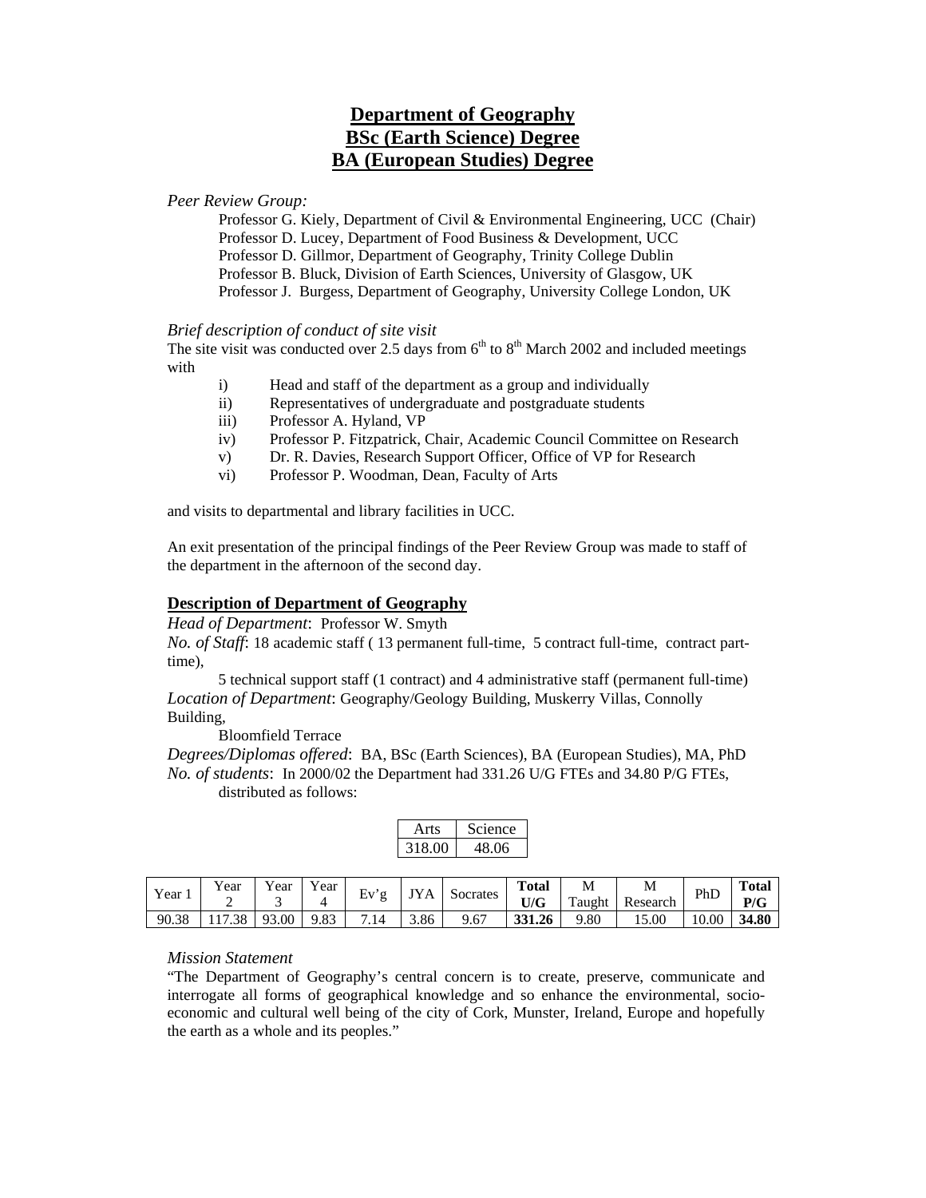# Department of Geography
# BSc (Earth Science) Degree
# BA (European Studies) Degree

*Peer Review Group:*

Professor G. Kiely, Department of Civil & Environmental Engineering, UCC (Chair)
Professor D. Lucey, Department of Food Business & Development, UCC
Professor D. Gillmor, Department of Geography, Trinity College Dublin
Professor B. Bluck, Division of Earth Sciences, University of Glasgow, UK
Professor J. Burgess, Department of Geography, University College London, UK

*Brief description of conduct of site visit*

The site visit was conducted over 2.5 days from 6th to 8th March 2002 and included meetings with

i) Head and staff of the department as a group and individually
ii) Representatives of undergraduate and postgraduate students
iii) Professor A. Hyland, VP
iv) Professor P. Fitzpatrick, Chair, Academic Council Committee on Research
v) Dr. R. Davies, Research Support Officer, Office of VP for Research
vi) Professor P. Woodman, Dean, Faculty of Arts

and visits to departmental and library facilities in UCC.

An exit presentation of the principal findings of the Peer Review Group was made to staff of the department in the afternoon of the second day.

## Description of Department of Geography

*Head of Department*: Professor W. Smyth

*No. of Staff*: 18 academic staff ( 13 permanent full-time, 5 contract full-time, contract part-time),
5 technical support staff (1 contract) and 4 administrative staff (permanent full-time)

*Location of Department*: Geography/Geology Building, Muskerry Villas, Connolly Building,
Bloomfield Terrace

*Degrees/Diplomas offered*: BA, BSc (Earth Sciences), BA (European Studies), MA, PhD

*No. of students*: In 2000/02 the Department had 331.26 U/G FTEs and 34.80 P/G FTEs, distributed as follows:

| Arts | Science |
|---|---|
| 318.00 | 48.06 |

| Year 1 | Year 2 | Year 3 | Year 4 | Ev'g | JYA | Socrates | **Total U/G** | M Taught | M Research | PhD | **Total P/G** |
|---|---|---|---|---|---|---|---|---|---|---|---|
| 90.38 | 117.38 | 93.00 | 9.83 | 7.14 | 3.86 | 9.67 | **331.26** | 9.80 | 15.00 | 10.00 | **34.80** |

*Mission Statement*

"The Department of Geography's central concern is to create, preserve, communicate and interrogate all forms of geographical knowledge and so enhance the environmental, socio-economic and cultural well being of the city of Cork, Munster, Ireland, Europe and hopefully the earth as a whole and its peoples."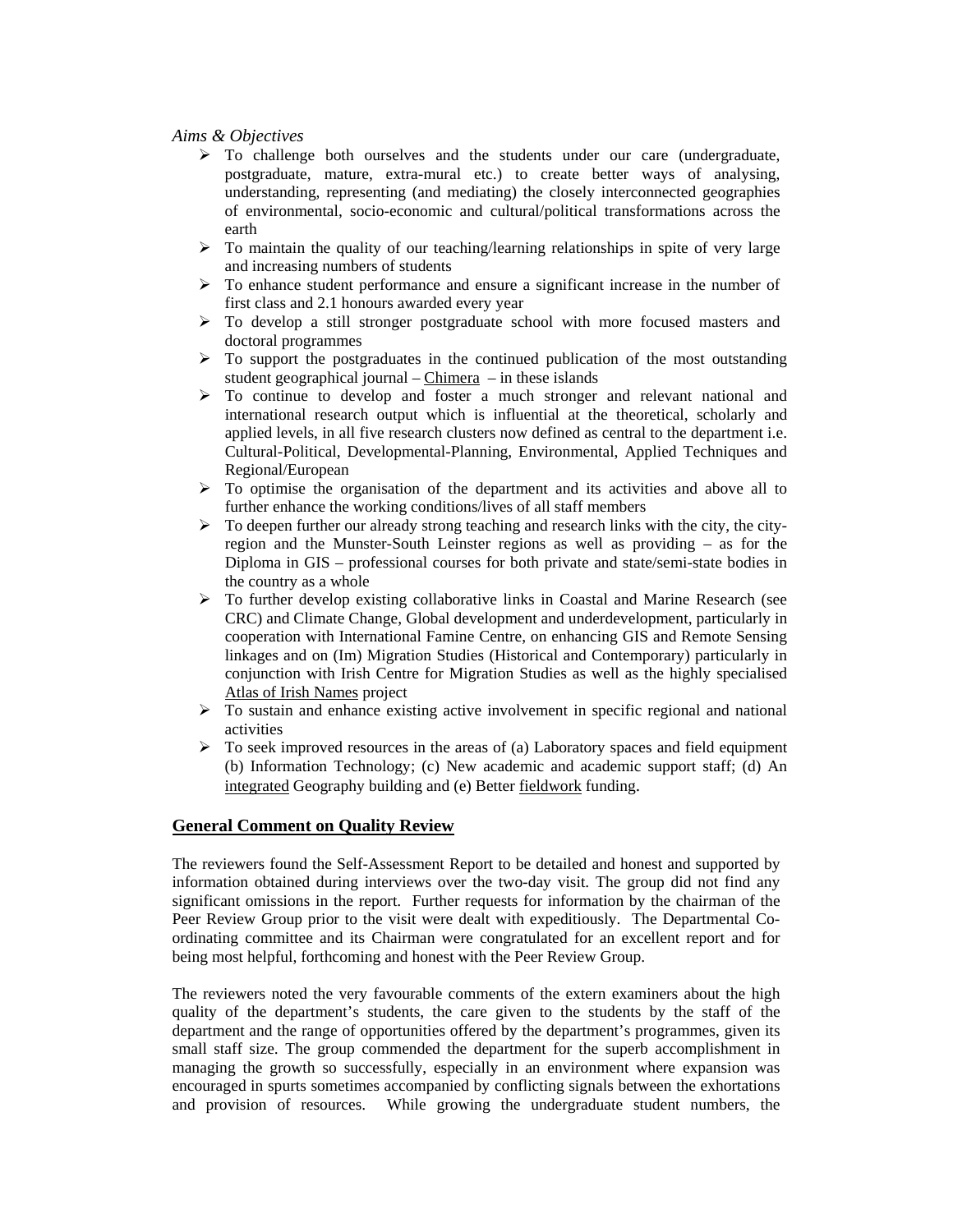*Aims & Objectives*

- To challenge both ourselves and the students under our care (undergraduate, postgraduate, mature, extra-mural etc.) to create better ways of analysing, understanding, representing (and mediating) the closely interconnected geographies of environmental, socio-economic and cultural/political transformations across the earth
- To maintain the quality of our teaching/learning relationships in spite of very large and increasing numbers of students
- To enhance student performance and ensure a significant increase in the number of first class and 2.1 honours awarded every year
- To develop a still stronger postgraduate school with more focused masters and doctoral programmes
- To support the postgraduates in the continued publication of the most outstanding student geographical journal – Chimera – in these islands
- To continue to develop and foster a much stronger and relevant national and international research output which is influential at the theoretical, scholarly and applied levels, in all five research clusters now defined as central to the department i.e. Cultural-Political, Developmental-Planning, Environmental, Applied Techniques and Regional/European
- To optimise the organisation of the department and its activities and above all to further enhance the working conditions/lives of all staff members
- To deepen further our already strong teaching and research links with the city, the city-region and the Munster-South Leinster regions as well as providing – as for the Diploma in GIS – professional courses for both private and state/semi-state bodies in the country as a whole
- To further develop existing collaborative links in Coastal and Marine Research (see CRC) and Climate Change, Global development and underdevelopment, particularly in cooperation with International Famine Centre, on enhancing GIS and Remote Sensing linkages and on (Im) Migration Studies (Historical and Contemporary) particularly in conjunction with Irish Centre for Migration Studies as well as the highly specialised Atlas of Irish Names project
- To sustain and enhance existing active involvement in specific regional and national activities
- To seek improved resources in the areas of (a) Laboratory spaces and field equipment (b) Information Technology; (c) New academic and academic support staff; (d) An integrated Geography building and (e) Better fieldwork funding.

## General Comment on Quality Review

The reviewers found the Self-Assessment Report to be detailed and honest and supported by information obtained during interviews over the two-day visit. The group did not find any significant omissions in the report. Further requests for information by the chairman of the Peer Review Group prior to the visit were dealt with expeditiously. The Departmental Co-ordinating committee and its Chairman were congratulated for an excellent report and for being most helpful, forthcoming and honest with the Peer Review Group.

The reviewers noted the very favourable comments of the extern examiners about the high quality of the department's students, the care given to the students by the staff of the department and the range of opportunities offered by the department's programmes, given its small staff size. The group commended the department for the superb accomplishment in managing the growth so successfully, especially in an environment where expansion was encouraged in spurts sometimes accompanied by conflicting signals between the exhortations and provision of resources. While growing the undergraduate student numbers, the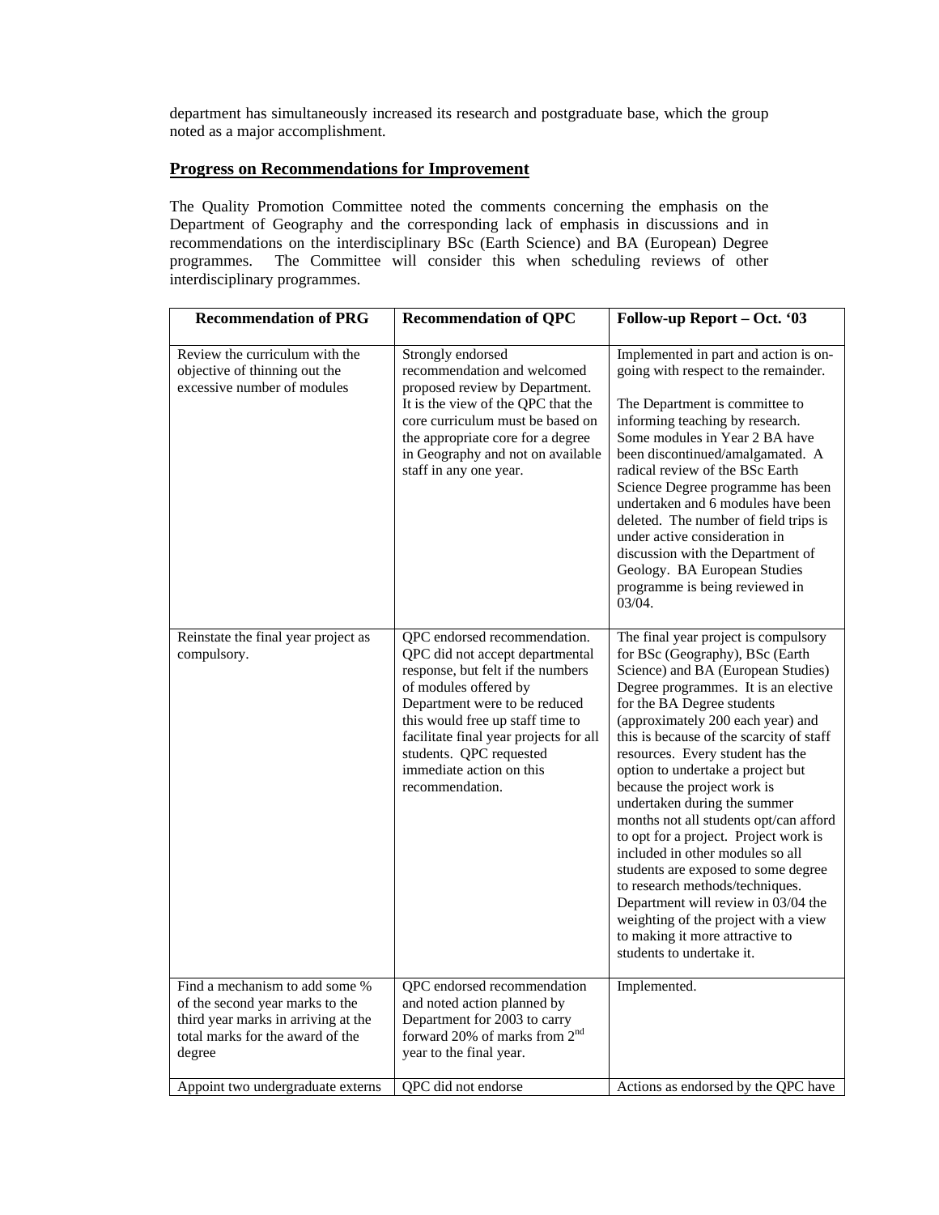department has simultaneously increased its research and postgraduate base, which the group noted as a major accomplishment.

## Progress on Recommendations for Improvement

The Quality Promotion Committee noted the comments concerning the emphasis on the Department of Geography and the corresponding lack of emphasis in discussions and in recommendations on the interdisciplinary BSc (Earth Science) and BA (European) Degree programmes. The Committee will consider this when scheduling reviews of other interdisciplinary programmes.

| Recommendation of PRG | Recommendation of QPC | Follow-up Report – Oct. '03 |
|---|---|---|
| Review the curriculum with the objective of thinning out the excessive number of modules | Strongly endorsed recommendation and welcomed proposed review by Department. It is the view of the QPC that the core curriculum must be based on the appropriate core for a degree in Geography and not on available staff in any one year. | Implemented in part and action is on-going with respect to the remainder.<br><br>The Department is committee to informing teaching by research. Some modules in Year 2 BA have been discontinued/amalgamated. A radical review of the BSc Earth Science Degree programme has been undertaken and 6 modules have been deleted. The number of field trips is under active consideration in discussion with the Department of Geology. BA European Studies programme is being reviewed in 03/04. |
| Reinstate the final year project as compulsory. | QPC endorsed recommendation. QPC did not accept departmental response, but felt if the numbers of modules offered by Department were to be reduced this would free up staff time to facilitate final year projects for all students. QPC requested immediate action on this recommendation. | The final year project is compulsory for BSc (Geography), BSc (Earth Science) and BA (European Studies) Degree programmes. It is an elective for the BA Degree students (approximately 200 each year) and this is because of the scarcity of staff resources. Every student has the option to undertake a project but because the project work is undertaken during the summer months not all students opt/can afford to opt for a project. Project work is included in other modules so all students are exposed to some degree to research methods/techniques. Department will review in 03/04 the weighting of the project with a view to making it more attractive to students to undertake it. |
| Find a mechanism to add some % of the second year marks to the third year marks in arriving at the total marks for the award of the degree | QPC endorsed recommendation and noted action planned by Department for 2003 to carry forward 20% of marks from 2nd year to the final year. | Implemented. |
| Appoint two undergraduate externs | QPC did not endorse | Actions as endorsed by the QPC have |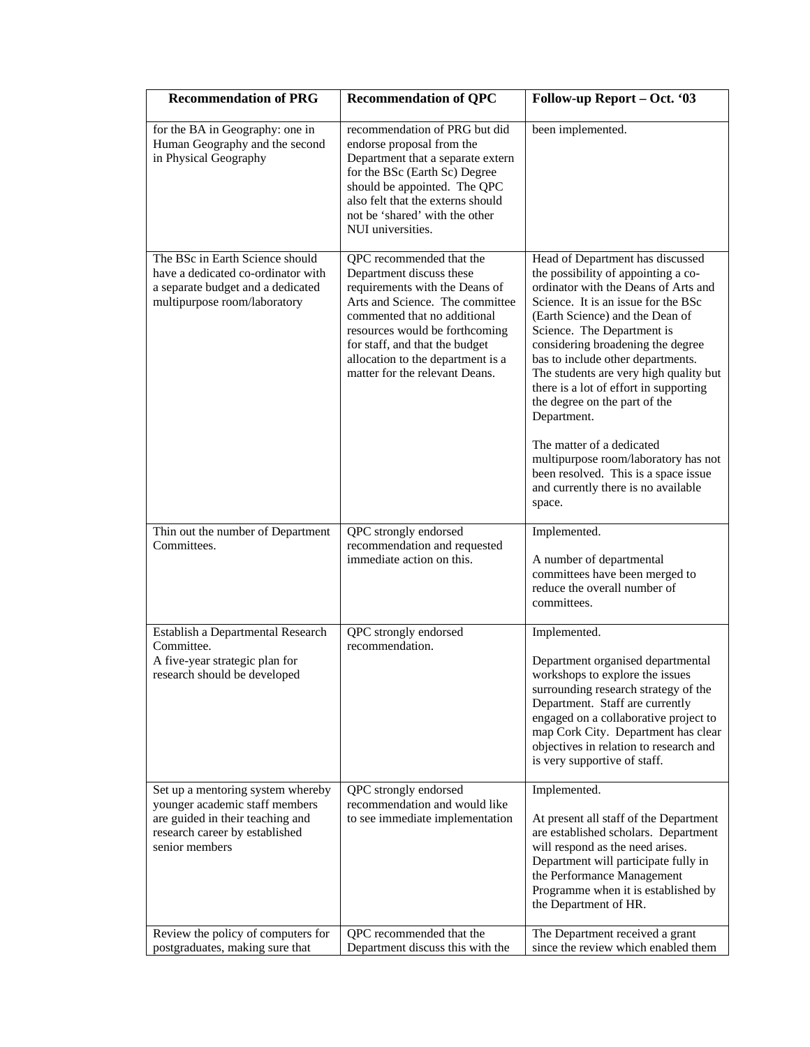| Recommendation of PRG | Recommendation of QPC | Follow-up Report – Oct. '03 |
|---|---|---|
| for the BA in Geography: one in Human Geography and the second in Physical Geography | recommendation of PRG but did endorse proposal from the Department that a separate extern for the BSc (Earth Sc) Degree should be appointed. The QPC also felt that the externs should not be 'shared' with the other NUI universities. | been implemented. |
| The BSc in Earth Science should have a dedicated co-ordinator with a separate budget and a dedicated multipurpose room/laboratory | QPC recommended that the Department discuss these requirements with the Deans of Arts and Science. The committee commented that no additional resources would be forthcoming for staff, and that the budget allocation to the department is a matter for the relevant Deans. | Head of Department has discussed the possibility of appointing a co-ordinator with the Deans of Arts and Science. It is an issue for the BSc (Earth Science) and the Dean of Science. The Department is considering broadening the degree bas to include other departments. The students are very high quality but there is a lot of effort in supporting the degree on the part of the Department.<br><br>The matter of a dedicated multipurpose room/laboratory has not been resolved. This is a space issue and currently there is no available space. |
| Thin out the number of Department Committees. | QPC strongly endorsed recommendation and requested immediate action on this. | Implemented.<br><br>A number of departmental committees have been merged to reduce the overall number of committees. |
| Establish a Departmental Research Committee.<br>A five-year strategic plan for research should be developed | QPC strongly endorsed recommendation. | Implemented.<br><br>Department organised departmental workshops to explore the issues surrounding research strategy of the Department. Staff are currently engaged on a collaborative project to map Cork City. Department has clear objectives in relation to research and is very supportive of staff. |
| Set up a mentoring system whereby younger academic staff members are guided in their teaching and research career by established senior members | QPC strongly endorsed recommendation and would like to see immediate implementation | Implemented.<br><br>At present all staff of the Department are established scholars. Department will respond as the need arises. Department will participate fully in the Performance Management Programme when it is established by the Department of HR. |
| Review the policy of computers for postgraduates, making sure that | QPC recommended that the Department discuss this with the | The Department received a grant since the review which enabled them |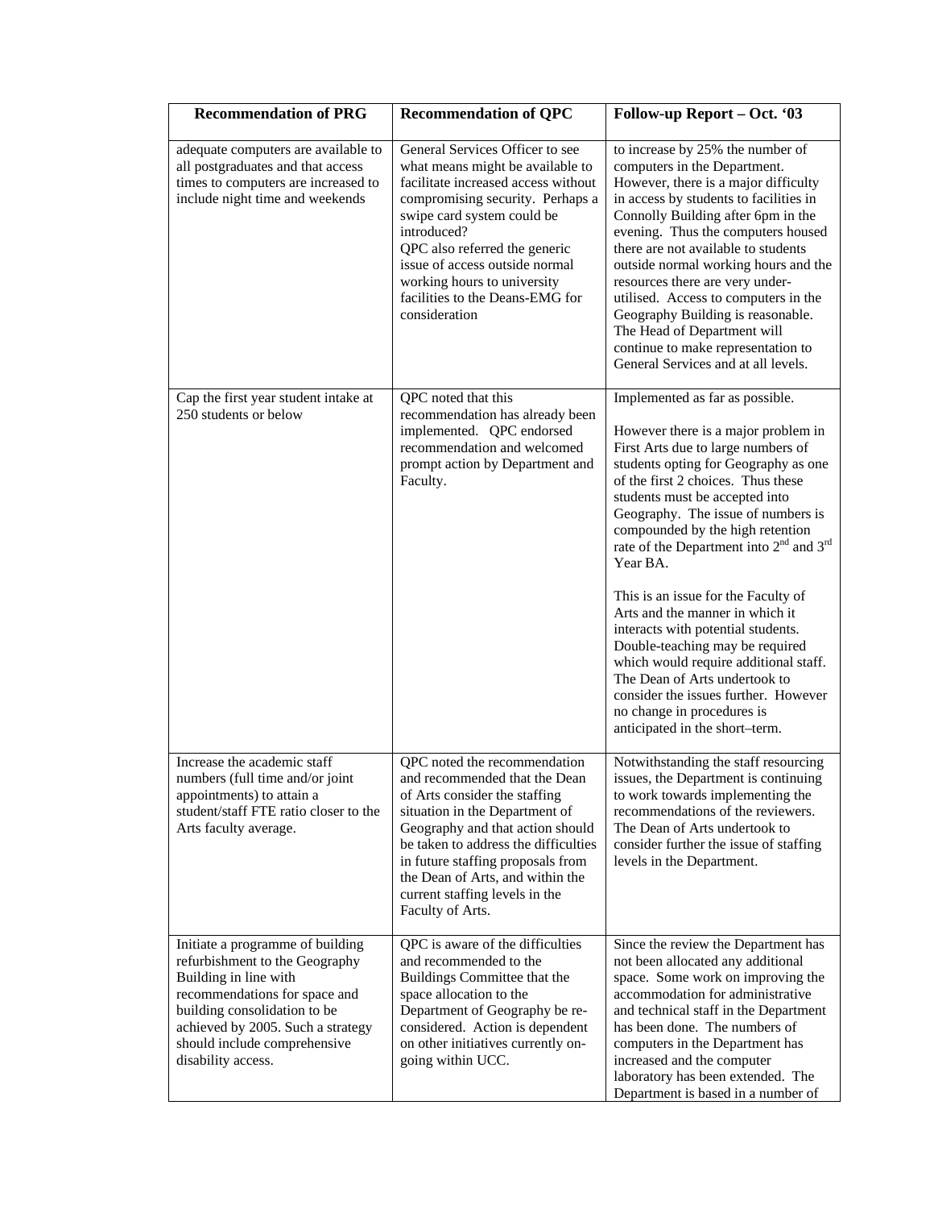| Recommendation of PRG | Recommendation of QPC | Follow-up Report – Oct. '03 |
|---|---|---|
| adequate computers are available to all postgraduates and that access times to computers are increased to include night time and weekends | General Services Officer to see what means might be available to facilitate increased access without compromising security. Perhaps a swipe card system could be introduced?<br>QPC also referred the generic issue of access outside normal working hours to university facilities to the Deans-EMG for consideration | to increase by 25% the number of computers in the Department. However, there is a major difficulty in access by students to facilities in Connolly Building after 6pm in the evening. Thus the computers housed there are not available to students outside normal working hours and the resources there are very under-utilised. Access to computers in the Geography Building is reasonable. The Head of Department will continue to make representation to General Services and at all levels. |
| Cap the first year student intake at 250 students or below | QPC noted that this recommendation has already been implemented. QPC endorsed recommendation and welcomed prompt action by Department and Faculty. | Implemented as far as possible.<br><br>However there is a major problem in First Arts due to large numbers of students opting for Geography as one of the first 2 choices. Thus these students must be accepted into Geography. The issue of numbers is compounded by the high retention rate of the Department into 2nd and 3rd Year BA.<br><br>This is an issue for the Faculty of Arts and the manner in which it interacts with potential students. Double-teaching may be required which would require additional staff. The Dean of Arts undertook to consider the issues further. However no change in procedures is anticipated in the short–term. |
| Increase the academic staff numbers (full time and/or joint appointments) to attain a student/staff FTE ratio closer to the Arts faculty average. | QPC noted the recommendation and recommended that the Dean of Arts consider the staffing situation in the Department of Geography and that action should be taken to address the difficulties in future staffing proposals from the Dean of Arts, and within the current staffing levels in the Faculty of Arts. | Notwithstanding the staff resourcing issues, the Department is continuing to work towards implementing the recommendations of the reviewers. The Dean of Arts undertook to consider further the issue of staffing levels in the Department. |
| Initiate a programme of building refurbishment to the Geography Building in line with recommendations for space and building consolidation to be achieved by 2005. Such a strategy should include comprehensive disability access. | QPC is aware of the difficulties and recommended to the Buildings Committee that the space allocation to the Department of Geography be re-considered. Action is dependent on other initiatives currently on-going within UCC. | Since the review the Department has not been allocated any additional space. Some work on improving the accommodation for administrative and technical staff in the Department has been done. The numbers of computers in the Department has increased and the computer laboratory has been extended. The Department is based in a number of |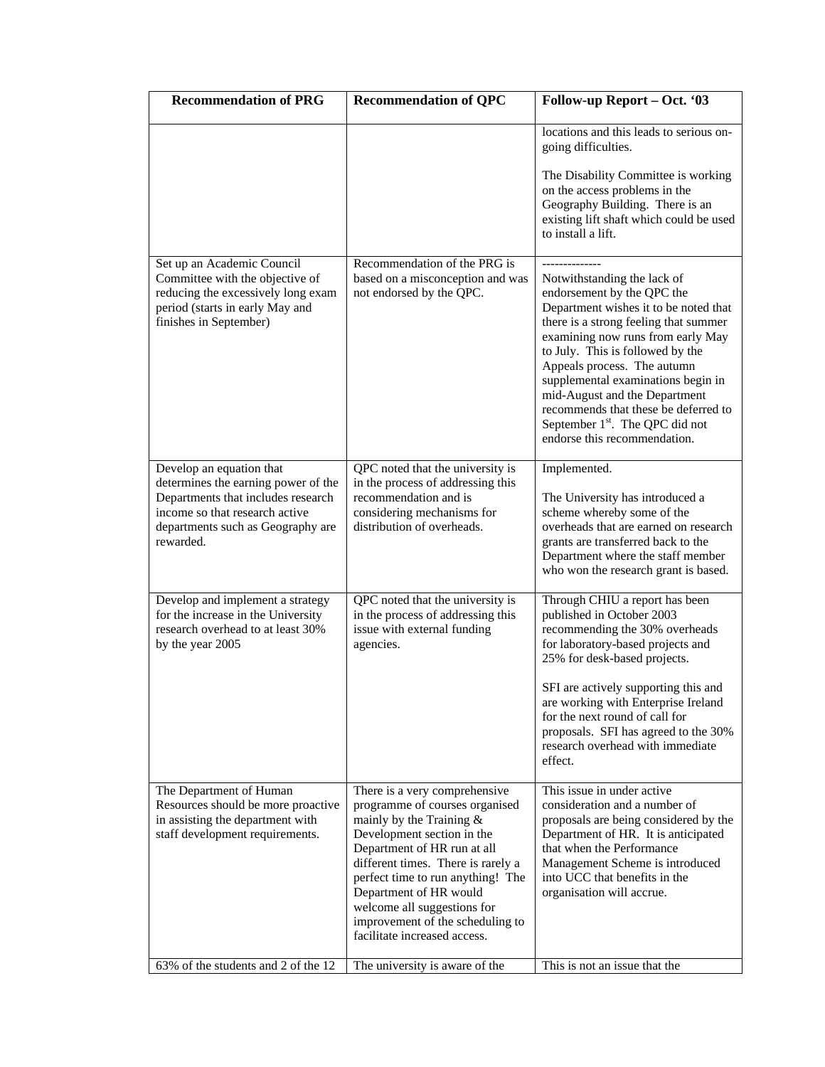| Recommendation of PRG | Recommendation of QPC | Follow-up Report – Oct. '03 |
|---|---|---|
| | | locations and this leads to serious on-going difficulties.<br><br>The Disability Committee is working on the access problems in the Geography Building. There is an existing lift shaft which could be used to install a lift. |
| Set up an Academic Council Committee with the objective of reducing the excessively long exam period (starts in early May and finishes in September) | Recommendation of the PRG is based on a misconception and was not endorsed by the QPC. | --------------<br>Notwithstanding the lack of endorsement by the QPC the Department wishes it to be noted that there is a strong feeling that summer examining now runs from early May to July. This is followed by the Appeals process. The autumn supplemental examinations begin in mid-August and the Department recommends that these be deferred to September 1st. The QPC did not endorse this recommendation. |
| Develop an equation that determines the earning power of the Departments that includes research income so that research active departments such as Geography are rewarded. | QPC noted that the university is in the process of addressing this recommendation and is considering mechanisms for distribution of overheads. | Implemented.<br><br>The University has introduced a scheme whereby some of the overheads that are earned on research grants are transferred back to the Department where the staff member who won the research grant is based. |
| Develop and implement a strategy for the increase in the University research overhead to at least 30% by the year 2005 | QPC noted that the university is in the process of addressing this issue with external funding agencies. | Through CHIU a report has been published in October 2003 recommending the 30% overheads for laboratory-based projects and 25% for desk-based projects.<br><br>SFI are actively supporting this and are working with Enterprise Ireland for the next round of call for proposals. SFI has agreed to the 30% research overhead with immediate effect. |
| The Department of Human Resources should be more proactive in assisting the department with staff development requirements. | There is a very comprehensive programme of courses organised mainly by the Training & Development section in the Department of HR run at all different times. There is rarely a perfect time to run anything! The Department of HR would welcome all suggestions for improvement of the scheduling to facilitate increased access. | This issue in under active consideration and a number of proposals are being considered by the Department of HR. It is anticipated that when the Performance Management Scheme is introduced into UCC that benefits in the organisation will accrue. |
| 63% of the students and 2 of the 12 | The university is aware of the | This is not an issue that the |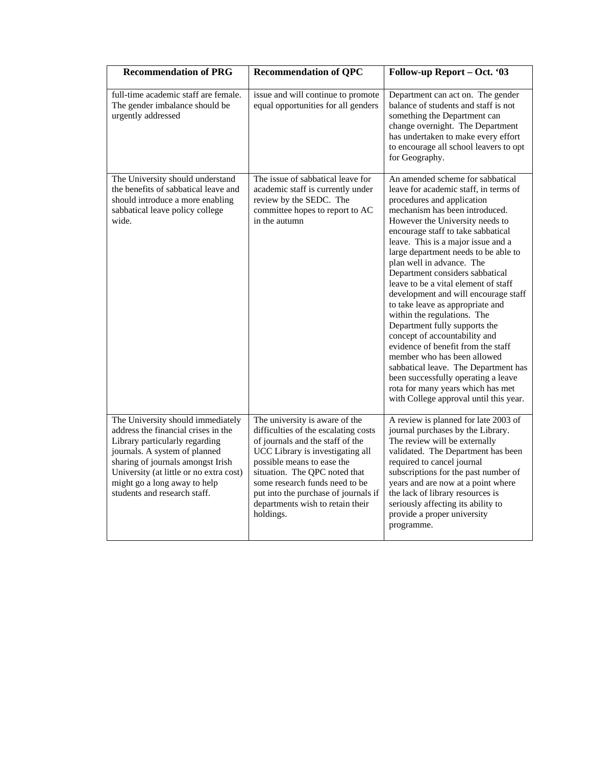| Recommendation of PRG | Recommendation of QPC | Follow-up Report – Oct. '03 |
|---|---|---|
| full-time academic staff are female. The gender imbalance should be urgently addressed | issue and will continue to promote equal opportunities for all genders | Department can act on. The gender balance of students and staff is not something the Department can change overnight. The Department has undertaken to make every effort to encourage all school leavers to opt for Geography. |
| The University should understand the benefits of sabbatical leave and should introduce a more enabling sabbatical leave policy college wide. | The issue of sabbatical leave for academic staff is currently under review by the SEDC. The committee hopes to report to AC in the autumn | An amended scheme for sabbatical leave for academic staff, in terms of procedures and application mechanism has been introduced. However the University needs to encourage staff to take sabbatical leave. This is a major issue and a large department needs to be able to plan well in advance. The Department considers sabbatical leave to be a vital element of staff development and will encourage staff to take leave as appropriate and within the regulations. The Department fully supports the concept of accountability and evidence of benefit from the staff member who has been allowed sabbatical leave. The Department has been successfully operating a leave rota for many years which has met with College approval until this year. |
| The University should immediately address the financial crises in the Library particularly regarding journals. A system of planned sharing of journals amongst Irish University (at little or no extra cost) might go a long away to help students and research staff. | The university is aware of the difficulties of the escalating costs of journals and the staff of the UCC Library is investigating all possible means to ease the situation. The QPC noted that some research funds need to be put into the purchase of journals if departments wish to retain their holdings. | A review is planned for late 2003 of journal purchases by the Library. The review will be externally validated. The Department has been required to cancel journal subscriptions for the past number of years and are now at a point where the lack of library resources is seriously affecting its ability to provide a proper university programme. |